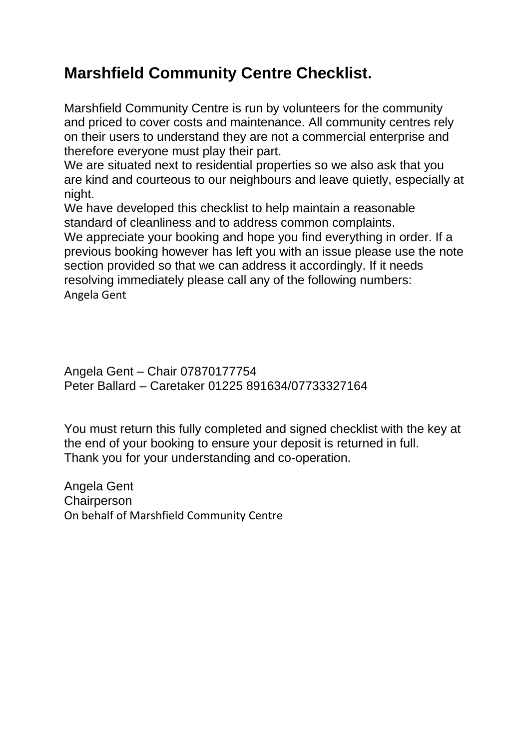# Marshfield Community Centre Checklist.

Marshfield Community Centre is run by volunteers for the community and priced to cover costs and maintenance. All community centres rely on their users to understand they are not a commercial enterprise and therefore everyone must play their part.

We are situated next to residential properties so we also ask that you are kind and courteous to our neighbours and leave quietly, especially at night.

We have developed this checklist to help maintain a reasonable standard of cleanliness and to address common complaints.

We appreciate your booking and hope you find everything in order. If a previous booking however has left you with an issue please use the note section provided so that we can address it accordingly. If it needs resolving immediately please call any of the following numbers:

Angela Gent

Angela Gent – Chair 07870177754
Peter Ballard – Caretaker 01225 891634/07733327164

You must return this fully completed and signed checklist with the key at the end of your booking to ensure your deposit is returned in full.
Thank you for your understanding and co-operation.

Angela Gent
Chairperson
On behalf of Marshfield Community Centre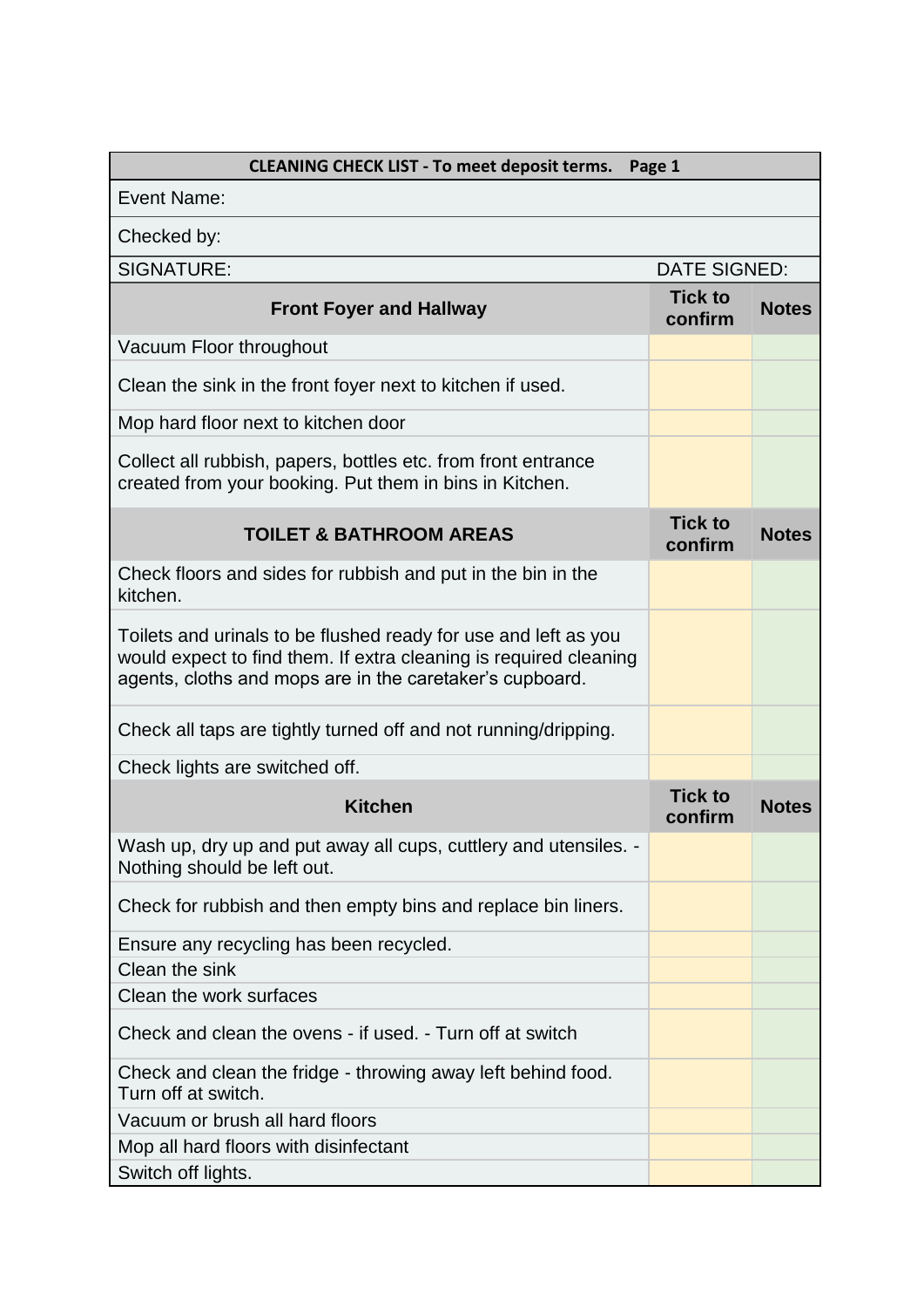| CLEANING CHECK LIST - To meet deposit terms. Page 1 | | |
|---|---|---|
| Event Name: | | |
| Checked by: | | |
| SIGNATURE: | DATE SIGNED: | |
| **Front Foyer and Hallway** | **Tick to confirm** | **Notes** |
| Vacuum Floor throughout | | |
| Clean the sink in the front foyer next to kitchen if used. | | |
| Mop hard floor next to kitchen door | | |
| Collect all rubbish, papers, bottles etc. from front entrance created from your booking. Put them in bins in Kitchen. | | |
| **TOILET & BATHROOM AREAS** | **Tick to confirm** | **Notes** |
| Check floors and sides for rubbish and put in the bin in the kitchen. | | |
| Toilets and urinals to be flushed ready for use and left as you would expect to find them. If extra cleaning is required cleaning agents, cloths and mops are in the caretaker's cupboard. | | |
| Check all taps are tightly turned off and not running/dripping. | | |
| Check lights are switched off. | | |
| **Kitchen** | **Tick to confirm** | **Notes** |
| Wash up, dry up and put away all cups, cuttlery and utensiles. - Nothing should be left out. | | |
| Check for rubbish and then empty bins and replace bin liners. | | |
| Ensure any recycling has been recycled. | | |
| Clean the sink | | |
| Clean the work surfaces | | |
| Check and clean the ovens - if used. - Turn off at switch | | |
| Check and clean the fridge - throwing away left behind food. Turn off at switch. | | |
| Vacuum or brush all hard floors | | |
| Mop all hard floors with disinfectant | | |
| Switch off lights. | | |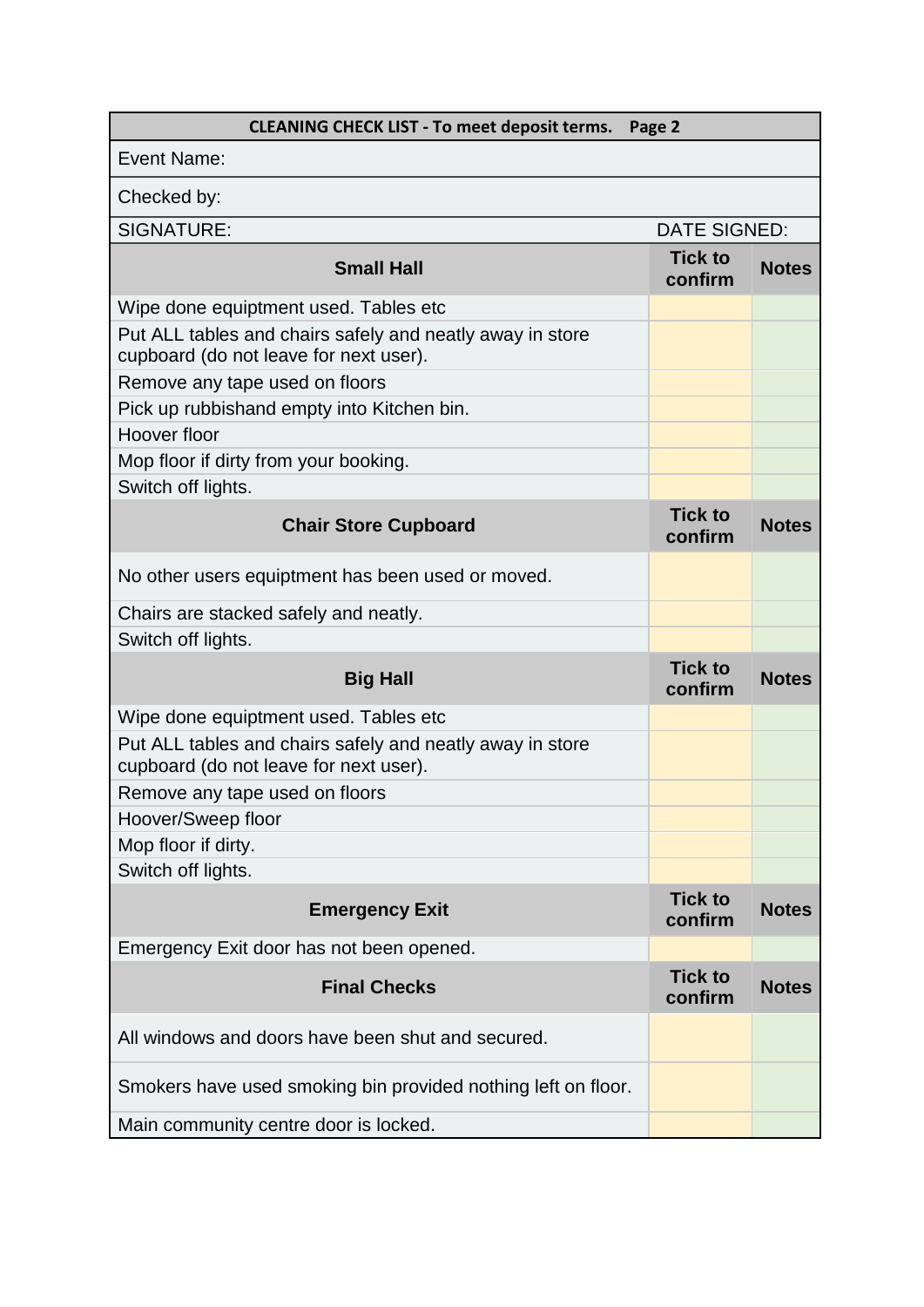| CLEANING CHECK LIST - To meet deposit terms. Page 2 | | |
|---|---|---|
| Event Name: | | |
| Checked by: | | |
| SIGNATURE: | DATE SIGNED: | |
| **Small Hall** | **Tick to confirm** | **Notes** |
| Wipe done equiptment used. Tables etc | | |
| Put ALL tables and chairs safely and neatly away in store cupboard (do not leave for next user). | | |
| Remove any tape used on floors | | |
| Pick up rubbishand empty into Kitchen bin. | | |
| Hoover floor | | |
| Mop floor if dirty from your booking. | | |
| Switch off lights. | | |
| **Chair Store Cupboard** | **Tick to confirm** | **Notes** |
| No other users equiptment has been used or moved. | | |
| Chairs are stacked safely and neatly. | | |
| Switch off lights. | | |
| **Big Hall** | **Tick to confirm** | **Notes** |
| Wipe done equiptment used. Tables etc | | |
| Put ALL tables and chairs safely and neatly away in store cupboard (do not leave for next user). | | |
| Remove any tape used on floors | | |
| Hoover/Sweep floor | | |
| Mop floor if dirty. | | |
| Switch off lights. | | |
| **Emergency Exit** | **Tick to confirm** | **Notes** |
| Emergency Exit door has not been opened. | | |
| **Final Checks** | **Tick to confirm** | **Notes** |
| All windows and doors have been shut and secured. | | |
| Smokers have used smoking bin provided nothing left on floor. | | |
| Main community centre door is locked. | | |